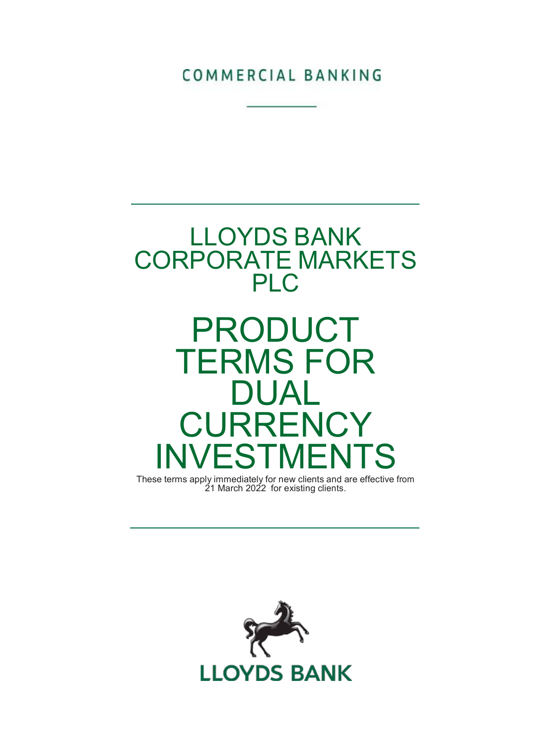COMMERCIAL BANKING

# LLOYDS BANK CORPORATE MARKETS PLC

# PRODUCT TERMS FOR DUAL CURRENCY INVESTMENTS

These terms apply immediately for new clients and are effective from 21 March 2022 for existing clients.

LLOYDS BANK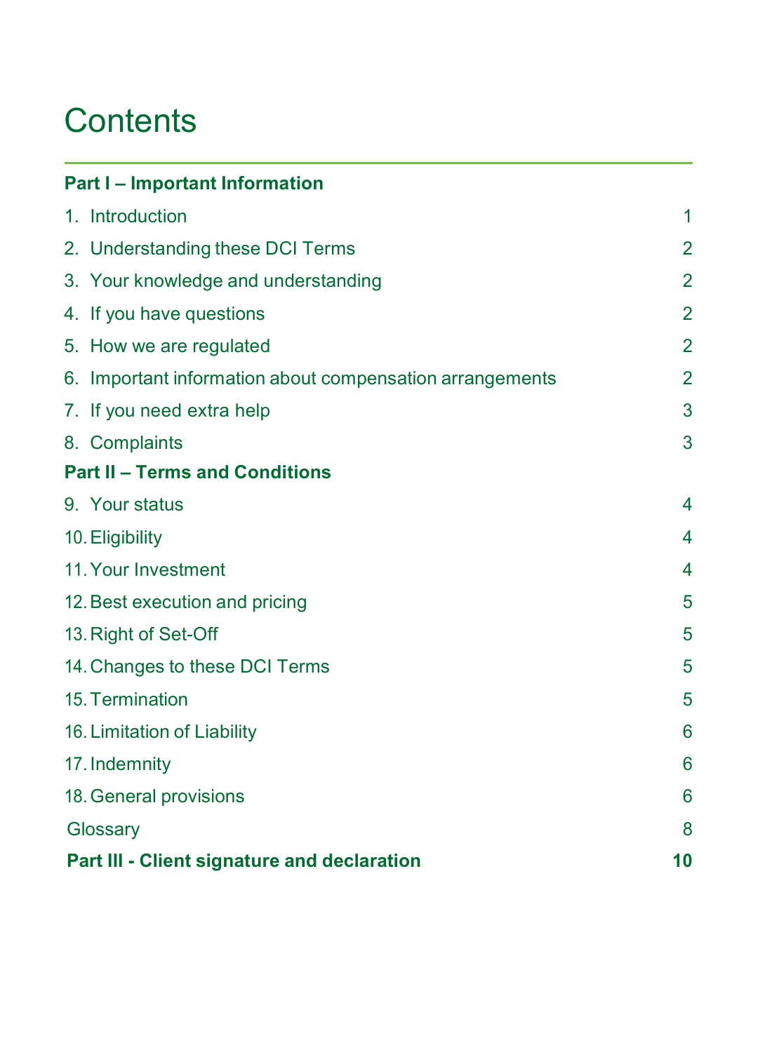# Contents

| | |
|---|---|
| **Part I – Important Information** | |
| 1. Introduction | 1 |
| 2. Understanding these DCI Terms | 2 |
| 3. Your knowledge and understanding | 2 |
| 4. If you have questions | 2 |
| 5. How we are regulated | 2 |
| 6. Important information about compensation arrangements | 2 |
| 7. If you need extra help | 3 |
| 8. Complaints | 3 |
| **Part II – Terms and Conditions** | |
| 9. Your status | 4 |
| 10. Eligibility | 4 |
| 11. Your Investment | 4 |
| 12. Best execution and pricing | 5 |
| 13. Right of Set-Off | 5 |
| 14. Changes to these DCI Terms | 5 |
| 15. Termination | 5 |
| 16. Limitation of Liability | 6 |
| 17. Indemnity | 6 |
| 18. General provisions | 6 |
| Glossary | 8 |
| **Part III - Client signature and declaration** | **10** |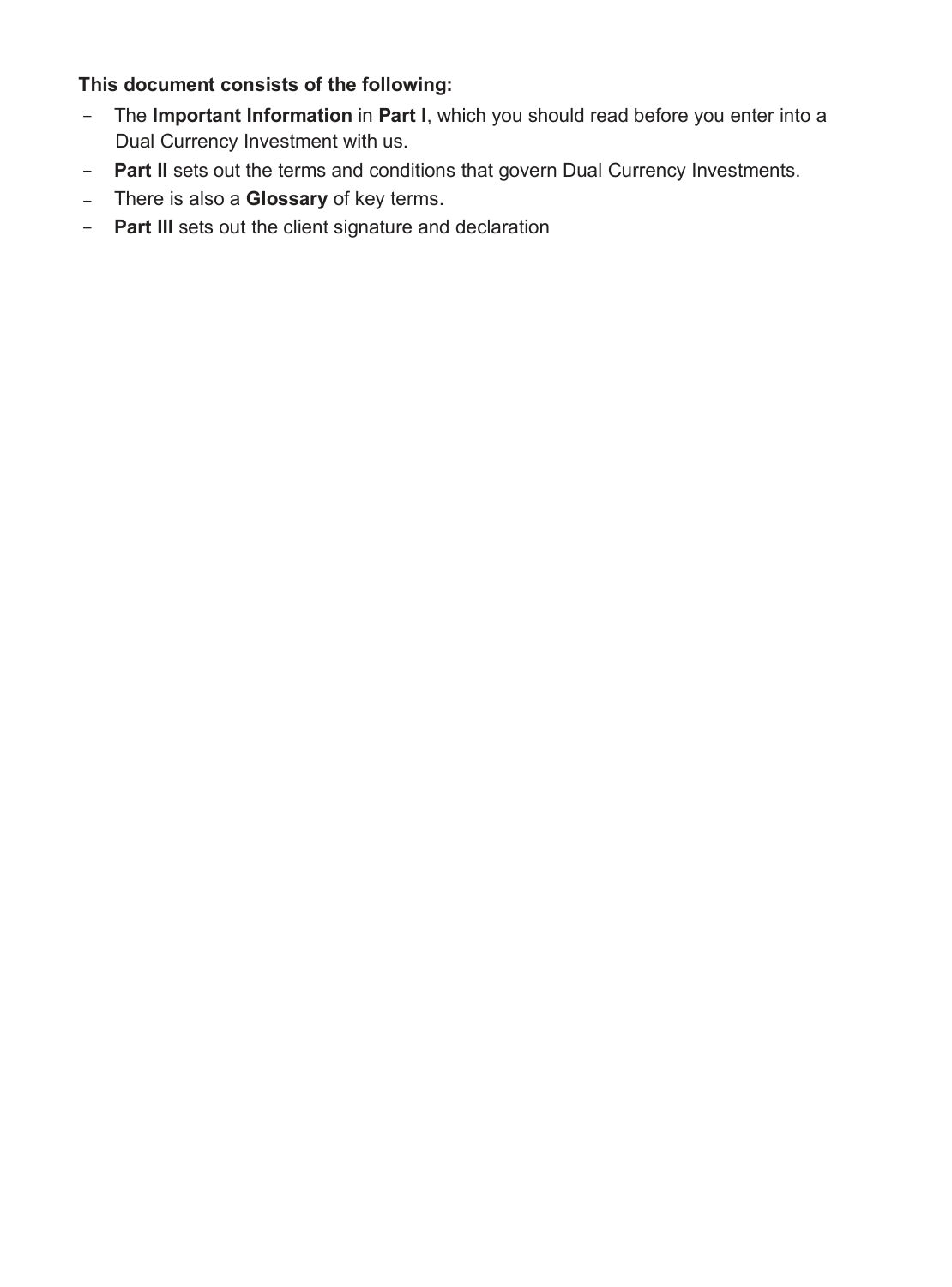**This document consists of the following:**

- The **Important Information** in **Part I**, which you should read before you enter into a Dual Currency Investment with us.
- **Part II** sets out the terms and conditions that govern Dual Currency Investments.
- There is also a **Glossary** of key terms.
- **Part III** sets out the client signature and declaration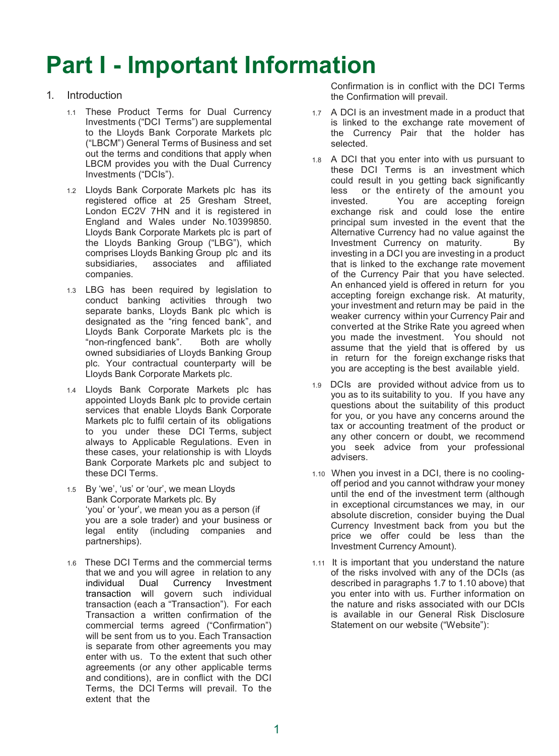# Part I - Important Information

1. Introduction

1.1 These Product Terms for Dual Currency Investments ("DCI Terms") are supplemental to the Lloyds Bank Corporate Markets plc ("LBCM") General Terms of Business and set out the terms and conditions that apply when LBCM provides you with the Dual Currency Investments ("DCIs").

1.2 Lloyds Bank Corporate Markets plc has its registered office at 25 Gresham Street, London EC2V 7HN and it is registered in England and Wales under No.10399850. Lloyds Bank Corporate Markets plc is part of the Lloyds Banking Group ("LBG"), which comprises Lloyds Banking Group plc and its subsidiaries, associates and affiliated companies.

1.3 LBG has been required by legislation to conduct banking activities through two separate banks, Lloyds Bank plc which is designated as the "ring fenced bank", and Lloyds Bank Corporate Markets plc is the "non-ringfenced bank". Both are wholly owned subsidiaries of Lloyds Banking Group plc. Your contractual counterparty will be Lloyds Bank Corporate Markets plc.

1.4 Lloyds Bank Corporate Markets plc has appointed Lloyds Bank plc to provide certain services that enable Lloyds Bank Corporate Markets plc to fulfil certain of its obligations to you under these DCI Terms, subject always to Applicable Regulations. Even in these cases, your relationship is with Lloyds Bank Corporate Markets plc and subject to these DCI Terms.

1.5 By 'we', 'us' or 'our', we mean Lloyds Bank Corporate Markets plc. By 'you' or 'your', we mean you as a person (if you are a sole trader) and your business or legal entity (including companies and partnerships).

1.6 These DCI Terms and the commercial terms that we and you will agree in relation to any individual Dual Currency Investment transaction will govern such individual transaction (each a "Transaction"). For each Transaction a written confirmation of the commercial terms agreed ("Confirmation") will be sent from us to you. Each Transaction is separate from other agreements you may enter with us. To the extent that such other agreements (or any other applicable terms and conditions), are in conflict with the DCI Terms, the DCI Terms will prevail. To the extent that the Confirmation is in conflict with the DCI Terms the Confirmation will prevail.

1.7 A DCI is an investment made in a product that is linked to the exchange rate movement of the Currency Pair that the holder has selected.

1.8 A DCI that you enter into with us pursuant to these DCI Terms is an investment which could result in you getting back significantly less or the entirety of the amount you invested. You are accepting foreign exchange risk and could lose the entire principal sum invested in the event that the Alternative Currency had no value against the Investment Currency on maturity. By investing in a DCI you are investing in a product that is linked to the exchange rate movement of the Currency Pair that you have selected. An enhanced yield is offered in return for you accepting foreign exchange risk. At maturity, your investment and return may be paid in the weaker currency within your Currency Pair and converted at the Strike Rate you agreed when you made the investment. You should not assume that the yield that is offered by us in return for the foreign exchange risks that you are accepting is the best available yield.

1.9 DCIs are provided without advice from us to you as to its suitability to you. If you have any questions about the suitability of this product for you, or you have any concerns around the tax or accounting treatment of the product or any other concern or doubt, we recommend you seek advice from your professional advisers.

1.10 When you invest in a DCI, there is no cooling-off period and you cannot withdraw your money until the end of the investment term (although in exceptional circumstances we may, in our absolute discretion, consider buying the Dual Currency Investment back from you but the price we offer could be less than the Investment Currency Amount).

1.11 It is important that you understand the nature of the risks involved with any of the DCIs (as described in paragraphs 1.7 to 1.10 above) that you enter into with us. Further information on the nature and risks associated with our DCIs is available in our General Risk Disclosure Statement on our website ("Website"):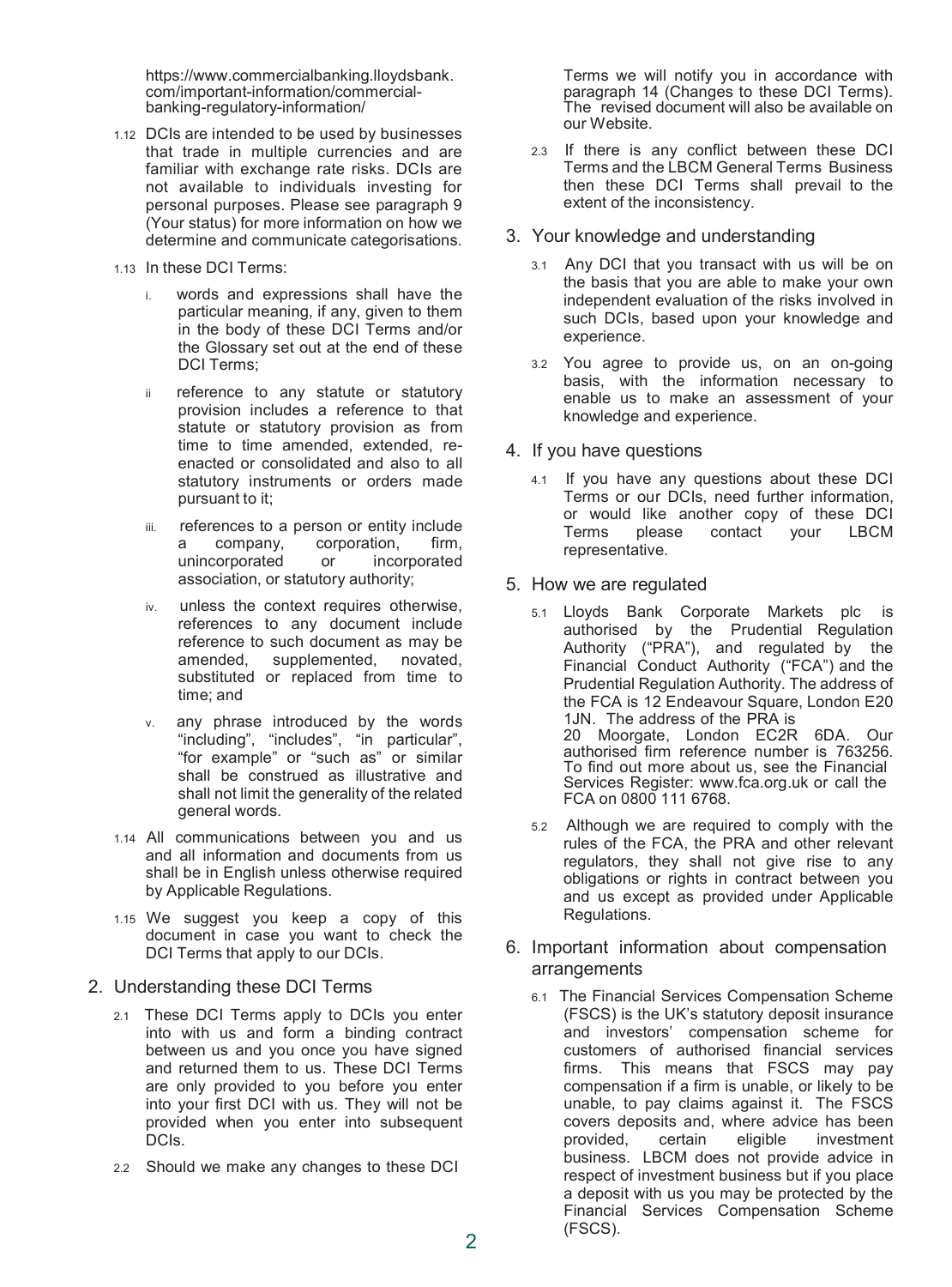https://www.commercialbanking.lloydsbank.com/important-information/commercial-banking-regulatory-information/

1.12 DCIs are intended to be used by businesses that trade in multiple currencies and are familiar with exchange rate risks. DCIs are not available to individuals investing for personal purposes. Please see paragraph 9 (Your status) for more information on how we determine and communicate categorisations.

1.13 In these DCI Terms:

i. words and expressions shall have the particular meaning, if any, given to them in the body of these DCI Terms and/or the Glossary set out at the end of these DCI Terms;

ii reference to any statute or statutory provision includes a reference to that statute or statutory provision as from time to time amended, extended, re-enacted or consolidated and also to all statutory instruments or orders made pursuant to it;

iii. references to a person or entity include a company, corporation, firm, unincorporated or incorporated association, or statutory authority;

iv. unless the context requires otherwise, references to any document include reference to such document as may be amended, supplemented, novated, substituted or replaced from time to time; and

v. any phrase introduced by the words "including", "includes", "in particular", "for example" or "such as" or similar shall be construed as illustrative and shall not limit the generality of the related general words.

1.14 All communications between you and us and all information and documents from us shall be in English unless otherwise required by Applicable Regulations.

1.15 We suggest you keep a copy of this document in case you want to check the DCI Terms that apply to our DCIs.

## 2. Understanding these DCI Terms

2.1 These DCI Terms apply to DCIs you enter into with us and form a binding contract between us and you once you have signed and returned them to us. These DCI Terms are only provided to you before you enter into your first DCI with us. They will not be provided when you enter into subsequent DCIs.

2.2 Should we make any changes to these DCI Terms we will notify you in accordance with paragraph 14 (Changes to these DCI Terms). The revised document will also be available on our Website.

2.3 If there is any conflict between these DCI Terms and the LBCM General Terms Business then these DCI Terms shall prevail to the extent of the inconsistency.

## 3. Your knowledge and understanding

3.1 Any DCI that you transact with us will be on the basis that you are able to make your own independent evaluation of the risks involved in such DCIs, based upon your knowledge and experience.

3.2 You agree to provide us, on an on-going basis, with the information necessary to enable us to make an assessment of your knowledge and experience.

## 4. If you have questions

4.1 If you have any questions about these DCI Terms or our DCIs, need further information, or would like another copy of these DCI Terms please contact your LBCM representative.

## 5. How we are regulated

5.1 Lloyds Bank Corporate Markets plc is authorised by the Prudential Regulation Authority ("PRA"), and regulated by the Financial Conduct Authority ("FCA") and the Prudential Regulation Authority. The address of the FCA is 12 Endeavour Square, London E20 1JN. The address of the PRA is 20 Moorgate, London EC2R 6DA. Our authorised firm reference number is 763256. To find out more about us, see the Financial Services Register: www.fca.org.uk or call the FCA on 0800 111 6768.

5.2 Although we are required to comply with the rules of the FCA, the PRA and other relevant regulators, they shall not give rise to any obligations or rights in contract between you and us except as provided under Applicable Regulations.

## 6. Important information about compensation arrangements

6.1 The Financial Services Compensation Scheme (FSCS) is the UK's statutory deposit insurance and investors' compensation scheme for customers of authorised financial services firms. This means that FSCS may pay compensation if a firm is unable, or likely to be unable, to pay claims against it. The FSCS covers deposits and, where advice has been provided, certain eligible investment business. LBCM does not provide advice in respect of investment business but if you place a deposit with us you may be protected by the Financial Services Compensation Scheme (FSCS).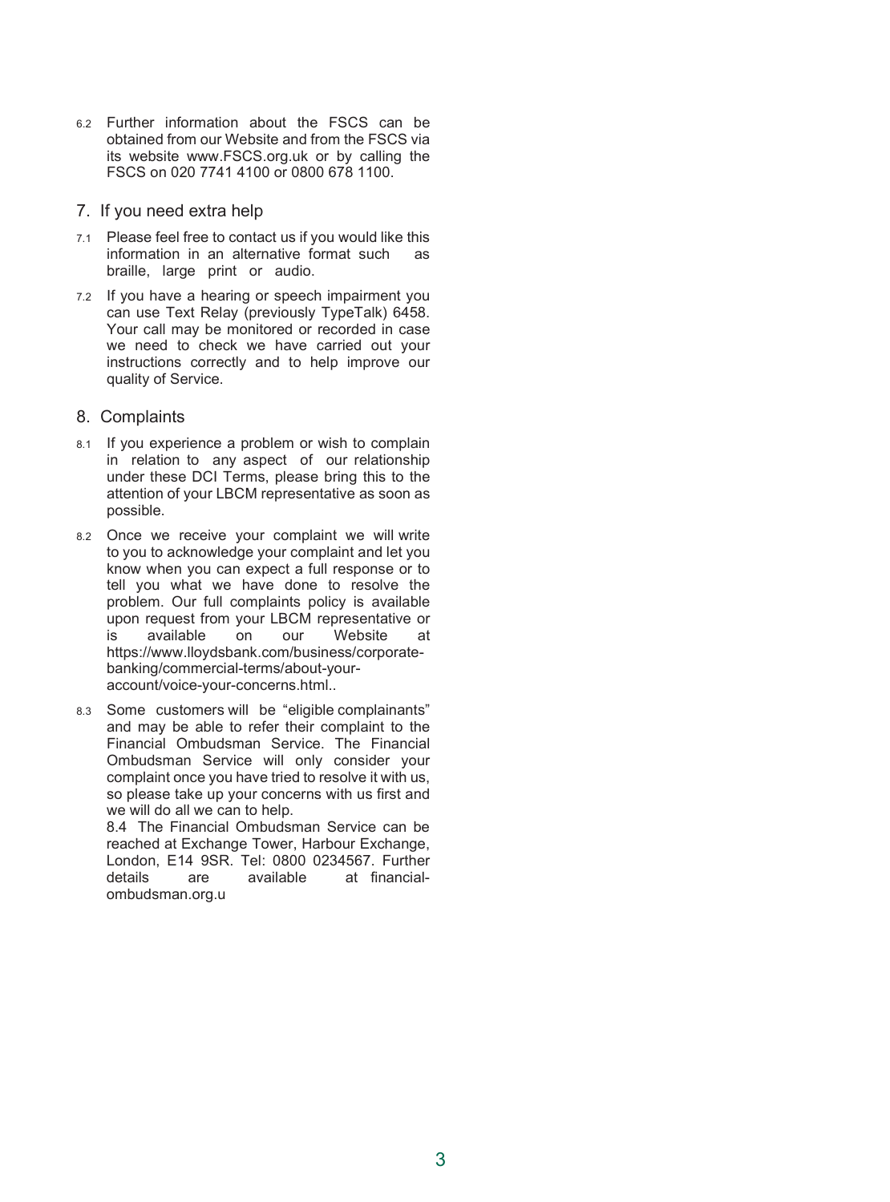6.2 Further information about the FSCS can be obtained from our Website and from the FSCS via its website www.FSCS.org.uk or by calling the FSCS on 020 7741 4100 or 0800 678 1100.

## 7. If you need extra help

7.1 Please feel free to contact us if you would like this information in an alternative format such as braille, large print or audio.

7.2 If you have a hearing or speech impairment you can use Text Relay (previously TypeTalk) 6458. Your call may be monitored or recorded in case we need to check we have carried out your instructions correctly and to help improve our quality of Service.

## 8. Complaints

8.1 If you experience a problem or wish to complain in relation to any aspect of our relationship under these DCI Terms, please bring this to the attention of your LBCM representative as soon as possible.

8.2 Once we receive your complaint we will write to you to acknowledge your complaint and let you know when you can expect a full response or to tell you what we have done to resolve the problem. Our full complaints policy is available upon request from your LBCM representative or is available on our Website at https://www.lloydsbank.com/business/corporate-banking/commercial-terms/about-your-account/voice-your-concerns.html..

8.3 Some customers will be "eligible complainants" and may be able to refer their complaint to the Financial Ombudsman Service. The Financial Ombudsman Service will only consider your complaint once you have tried to resolve it with us, so please take up your concerns with us first and we will do all we can to help.

8.4 The Financial Ombudsman Service can be reached at Exchange Tower, Harbour Exchange, London, E14 9SR. Tel: 0800 0234567. Further details are available at financial-ombudsman.org.u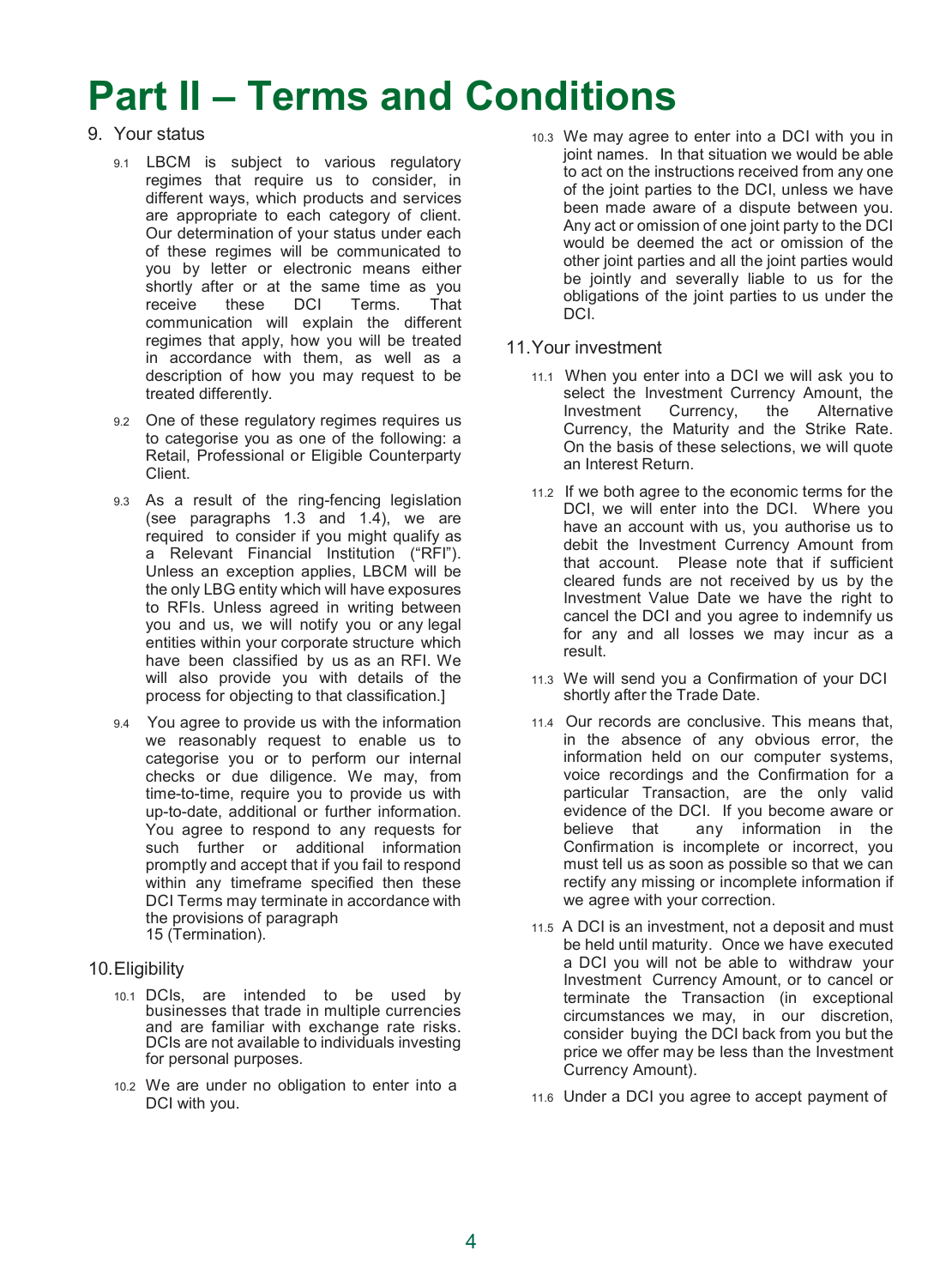# Part II – Terms and Conditions

## 9. Your status

9.1 LBCM is subject to various regulatory regimes that require us to consider, in different ways, which products and services are appropriate to each category of client. Our determination of your status under each of these regimes will be communicated to you by letter or electronic means either shortly after or at the same time as you receive these DCI Terms. That communication will explain the different regimes that apply, how you will be treated in accordance with them, as well as a description of how you may request to be treated differently.

9.2 One of these regulatory regimes requires us to categorise you as one of the following: a Retail, Professional or Eligible Counterparty Client.

9.3 As a result of the ring-fencing legislation (see paragraphs 1.3 and 1.4), we are required to consider if you might qualify as a Relevant Financial Institution ("RFI"). Unless an exception applies, LBCM will be the only LBG entity which will have exposures to RFIs. Unless agreed in writing between you and us, we will notify you or any legal entities within your corporate structure which have been classified by us as an RFI. We will also provide you with details of the process for objecting to that classification.]

9.4 You agree to provide us with the information we reasonably request to enable us to categorise you or to perform our internal checks or due diligence. We may, from time-to-time, require you to provide us with up-to-date, additional or further information. You agree to respond to any requests for such further or additional information promptly and accept that if you fail to respond within any timeframe specified then these DCI Terms may terminate in accordance with the provisions of paragraph 15 (Termination).

## 10. Eligibility

10.1 DCIs, are intended to be used by businesses that trade in multiple currencies and are familiar with exchange rate risks. DCIs are not available to individuals investing for personal purposes.

10.2 We are under no obligation to enter into a DCI with you.

10.3 We may agree to enter into a DCI with you in joint names. In that situation we would be able to act on the instructions received from any one of the joint parties to the DCI, unless we have been made aware of a dispute between you. Any act or omission of one joint party to the DCI would be deemed the act or omission of the other joint parties and all the joint parties would be jointly and severally liable to us for the obligations of the joint parties to us under the DCI.

## 11. Your investment

11.1 When you enter into a DCI we will ask you to select the Investment Currency Amount, the Investment Currency, the Alternative Currency, the Maturity and the Strike Rate. On the basis of these selections, we will quote an Interest Return.

11.2 If we both agree to the economic terms for the DCI, we will enter into the DCI. Where you have an account with us, you authorise us to debit the Investment Currency Amount from that account. Please note that if sufficient cleared funds are not received by us by the Investment Value Date we have the right to cancel the DCI and you agree to indemnify us for any and all losses we may incur as a result.

11.3 We will send you a Confirmation of your DCI shortly after the Trade Date.

11.4 Our records are conclusive. This means that, in the absence of any obvious error, the information held on our computer systems, voice recordings and the Confirmation for a particular Transaction, are the only valid evidence of the DCI. If you become aware or believe that any information in the Confirmation is incomplete or incorrect, you must tell us as soon as possible so that we can rectify any missing or incomplete information if we agree with your correction.

11.5 A DCI is an investment, not a deposit and must be held until maturity. Once we have executed a DCI you will not be able to withdraw your Investment Currency Amount, or to cancel or terminate the Transaction (in exceptional circumstances we may, in our discretion, consider buying the DCI back from you but the price we offer may be less than the Investment Currency Amount).

11.6 Under a DCI you agree to accept payment of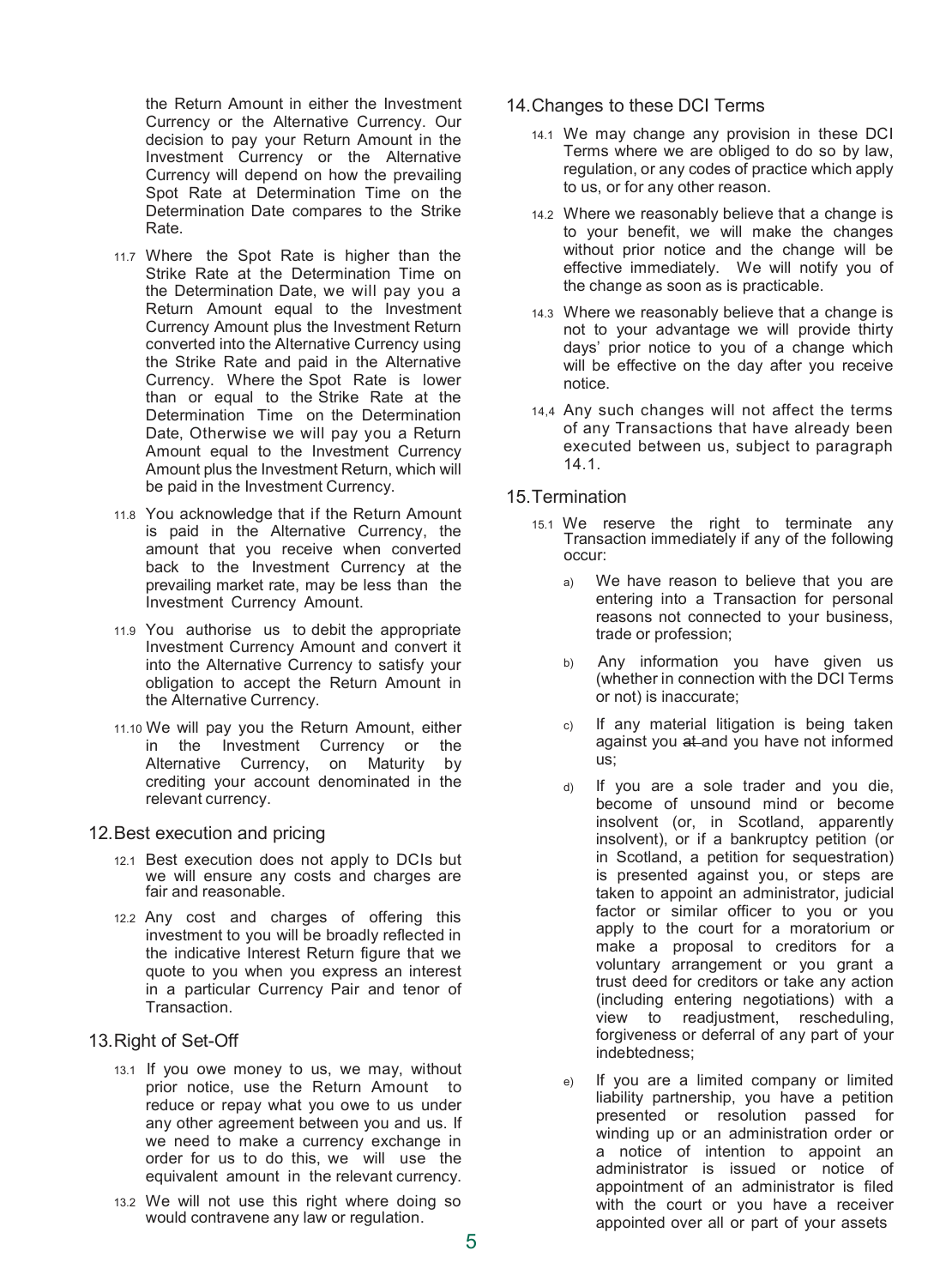the Return Amount in either the Investment Currency or the Alternative Currency. Our decision to pay your Return Amount in the Investment Currency or the Alternative Currency will depend on how the prevailing Spot Rate at Determination Time on the Determination Date compares to the Strike Rate.

11.7 Where the Spot Rate is higher than the Strike Rate at the Determination Time on the Determination Date, we will pay you a Return Amount equal to the Investment Currency Amount plus the Investment Return converted into the Alternative Currency using the Strike Rate and paid in the Alternative Currency. Where the Spot Rate is lower than or equal to the Strike Rate at the Determination Time on the Determination Date, Otherwise we will pay you a Return Amount equal to the Investment Currency Amount plus the Investment Return, which will be paid in the Investment Currency.

11.8 You acknowledge that if the Return Amount is paid in the Alternative Currency, the amount that you receive when converted back to the Investment Currency at the prevailing market rate, may be less than the Investment Currency Amount.

11.9 You authorise us to debit the appropriate Investment Currency Amount and convert it into the Alternative Currency to satisfy your obligation to accept the Return Amount in the Alternative Currency.

11.10 We will pay you the Return Amount, either in the Investment Currency or the Alternative Currency, on Maturity by crediting your account denominated in the relevant currency.

## 12. Best execution and pricing

12.1 Best execution does not apply to DCIs but we will ensure any costs and charges are fair and reasonable.

12.2 Any cost and charges of offering this investment to you will be broadly reflected in the indicative Interest Return figure that we quote to you when you express an interest in a particular Currency Pair and tenor of Transaction.

## 13. Right of Set-Off

13.1 If you owe money to us, we may, without prior notice, use the Return Amount to reduce or repay what you owe to us under any other agreement between you and us. If we need to make a currency exchange in order for us to do this, we will use the equivalent amount in the relevant currency.

13.2 We will not use this right where doing so would contravene any law or regulation.

## 14. Changes to these DCI Terms

14.1 We may change any provision in these DCI Terms where we are obliged to do so by law, regulation, or any codes of practice which apply to us, or for any other reason.

14.2 Where we reasonably believe that a change is to your benefit, we will make the changes without prior notice and the change will be effective immediately. We will notify you of the change as soon as is practicable.

14.3 Where we reasonably believe that a change is not to your advantage we will provide thirty days' prior notice to you of a change which will be effective on the day after you receive notice.

14,4 Any such changes will not affect the terms of any Transactions that have already been executed between us, subject to paragraph 14.1.

## 15. Termination

15.1 We reserve the right to terminate any Transaction immediately if any of the following occur:

a) We have reason to believe that you are entering into a Transaction for personal reasons not connected to your business, trade or profession;

b) Any information you have given us (whether in connection with the DCI Terms or not) is inaccurate;

c) If any material litigation is being taken against you ~~at~~ and you have not informed us;

d) If you are a sole trader and you die, become of unsound mind or become insolvent (or, in Scotland, apparently insolvent), or if a bankruptcy petition (or in Scotland, a petition for sequestration) is presented against you, or steps are taken to appoint an administrator, judicial factor or similar officer to you or you apply to the court for a moratorium or make a proposal to creditors for a voluntary arrangement or you grant a trust deed for creditors or take any action (including entering negotiations) with a view to readjustment, rescheduling, forgiveness or deferral of any part of your indebtedness;

e) If you are a limited company or limited liability partnership, you have a petition presented or resolution passed for winding up or an administration order or a notice of intention to appoint an administrator is issued or notice of appointment of an administrator is filed with the court or you have a receiver appointed over all or part of your assets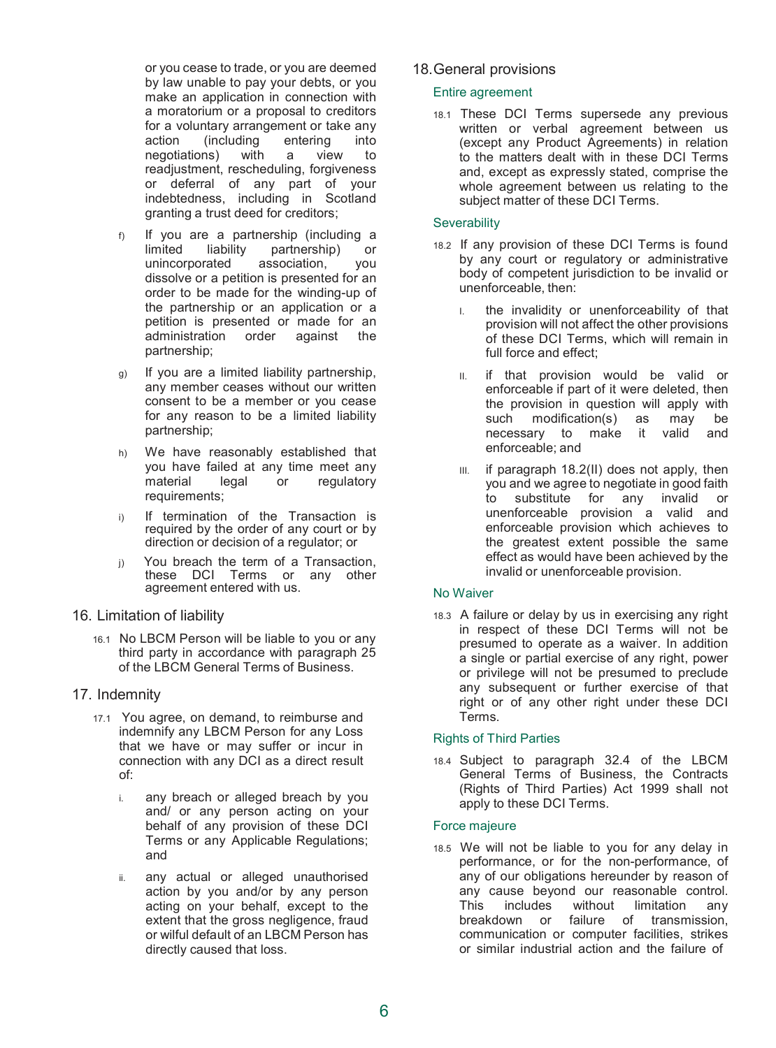or you cease to trade, or you are deemed by law unable to pay your debts, or you make an application in connection with a moratorium or a proposal to creditors for a voluntary arrangement or take any action (including entering into negotiations) with a view to readjustment, rescheduling, forgiveness or deferral of any part of your indebtedness, including in Scotland granting a trust deed for creditors;

f) If you are a partnership (including a limited liability partnership) or unincorporated association, you dissolve or a petition is presented for an order to be made for the winding-up of the partnership or an application or a petition is presented or made for an administration order against the partnership;

g) If you are a limited liability partnership, any member ceases without our written consent to be a member or you cease for any reason to be a limited liability partnership;

h) We have reasonably established that you have failed at any time meet any material legal or regulatory requirements;

i) If termination of the Transaction is required by the order of any court or by direction or decision of a regulator; or

j) You breach the term of a Transaction, these DCI Terms or any other agreement entered with us.

## 16. Limitation of liability

16.1 No LBCM Person will be liable to you or any third party in accordance with paragraph 25 of the LBCM General Terms of Business.

## 17. Indemnity

17.1 You agree, on demand, to reimburse and indemnify any LBCM Person for any Loss that we have or may suffer or incur in connection with any DCI as a direct result of:

i. any breach or alleged breach by you and/ or any person acting on your behalf of any provision of these DCI Terms or any Applicable Regulations; and

ii. any actual or alleged unauthorised action by you and/or by any person acting on your behalf, except to the extent that the gross negligence, fraud or wilful default of an LBCM Person has directly caused that loss.

## 18. General provisions

### Entire agreement

18.1 These DCI Terms supersede any previous written or verbal agreement between us (except any Product Agreements) in relation to the matters dealt with in these DCI Terms and, except as expressly stated, comprise the whole agreement between us relating to the subject matter of these DCI Terms.

### Severability

18.2 If any provision of these DCI Terms is found by any court or regulatory or administrative body of competent jurisdiction to be invalid or unenforceable, then:

I. the invalidity or unenforceability of that provision will not affect the other provisions of these DCI Terms, which will remain in full force and effect;

II. if that provision would be valid or enforceable if part of it were deleted, then the provision in question will apply with such modification(s) as may be necessary to make it valid and enforceable; and

III. if paragraph 18.2(II) does not apply, then you and we agree to negotiate in good faith to substitute for any invalid or unenforceable provision a valid and enforceable provision which achieves to the greatest extent possible the same effect as would have been achieved by the invalid or unenforceable provision.

### No Waiver

18.3 A failure or delay by us in exercising any right in respect of these DCI Terms will not be presumed to operate as a waiver. In addition a single or partial exercise of any right, power or privilege will not be presumed to preclude any subsequent or further exercise of that right or of any other right under these DCI Terms.

### Rights of Third Parties

18.4 Subject to paragraph 32.4 of the LBCM General Terms of Business, the Contracts (Rights of Third Parties) Act 1999 shall not apply to these DCI Terms.

### Force majeure

18.5 We will not be liable to you for any delay in performance, or for the non-performance, of any of our obligations hereunder by reason of any cause beyond our reasonable control. This includes without limitation any breakdown or failure of transmission, communication or computer facilities, strikes or similar industrial action and the failure of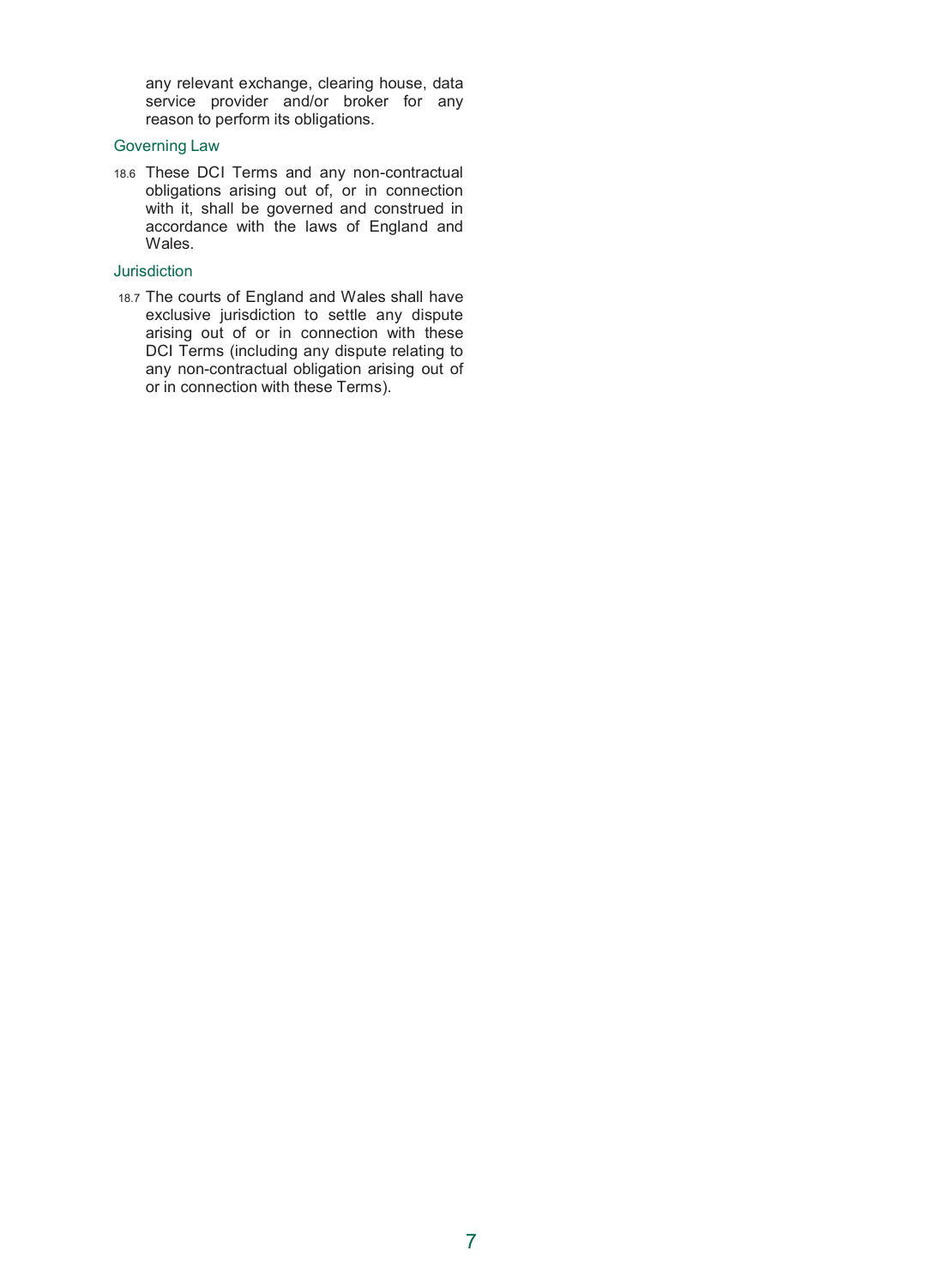any relevant exchange, clearing house, data service provider and/or broker for any reason to perform its obligations.

### Governing Law

18.6 These DCI Terms and any non-contractual obligations arising out of, or in connection with it, shall be governed and construed in accordance with the laws of England and Wales.

### Jurisdiction

18.7 The courts of England and Wales shall have exclusive jurisdiction to settle any dispute arising out of or in connection with these DCI Terms (including any dispute relating to any non-contractual obligation arising out of or in connection with these Terms).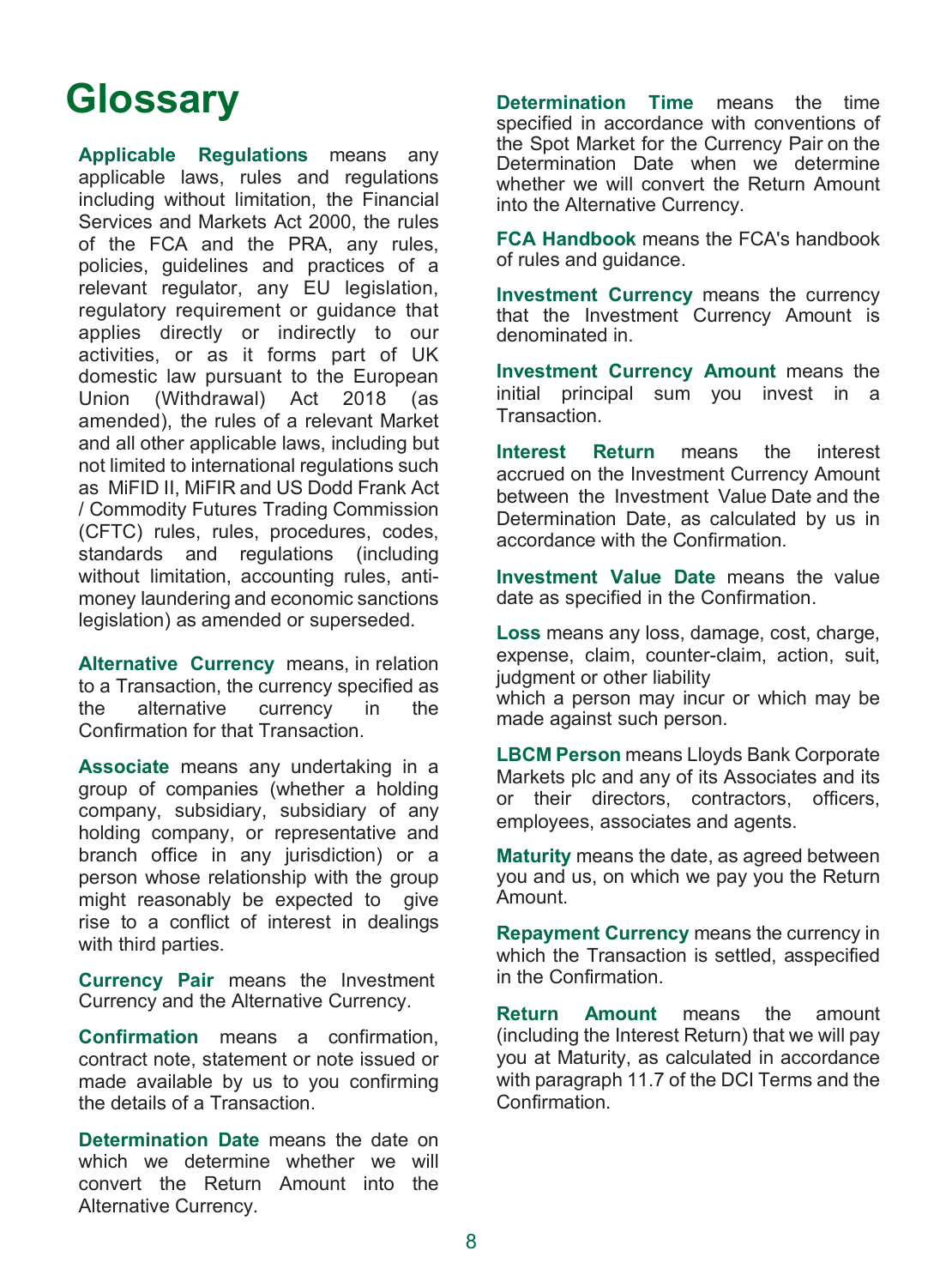# Glossary

**Applicable Regulations** means any applicable laws, rules and regulations including without limitation, the Financial Services and Markets Act 2000, the rules of the FCA and the PRA, any rules, policies, guidelines and practices of a relevant regulator, any EU legislation, regulatory requirement or guidance that applies directly or indirectly to our activities, or as it forms part of UK domestic law pursuant to the European Union (Withdrawal) Act 2018 (as amended), the rules of a relevant Market and all other applicable laws, including but not limited to international regulations such as MiFID II, MiFIR and US Dodd Frank Act / Commodity Futures Trading Commission (CFTC) rules, rules, procedures, codes, standards and regulations (including without limitation, accounting rules, anti-money laundering and economic sanctions legislation) as amended or superseded.

**Alternative Currency** means, in relation to a Transaction, the currency specified as the alternative currency in the Confirmation for that Transaction.

**Associate** means any undertaking in a group of companies (whether a holding company, subsidiary, subsidiary of any holding company, or representative and branch office in any jurisdiction) or a person whose relationship with the group might reasonably be expected to give rise to a conflict of interest in dealings with third parties.

**Currency Pair** means the Investment Currency and the Alternative Currency.

**Confirmation** means a confirmation, contract note, statement or note issued or made available by us to you confirming the details of a Transaction.

**Determination Date** means the date on which we determine whether we will convert the Return Amount into the Alternative Currency.

**Determination Time** means the time specified in accordance with conventions of the Spot Market for the Currency Pair on the Determination Date when we determine whether we will convert the Return Amount into the Alternative Currency.

**FCA Handbook** means the FCA's handbook of rules and guidance.

**Investment Currency** means the currency that the Investment Currency Amount is denominated in.

**Investment Currency Amount** means the initial principal sum you invest in a Transaction.

**Interest Return** means the interest accrued on the Investment Currency Amount between the Investment Value Date and the Determination Date, as calculated by us in accordance with the Confirmation.

**Investment Value Date** means the value date as specified in the Confirmation.

**Loss** means any loss, damage, cost, charge, expense, claim, counter-claim, action, suit, judgment or other liability which a person may incur or which may be made against such person.

**LBCM Person** means Lloyds Bank Corporate Markets plc and any of its Associates and its or their directors, contractors, officers, employees, associates and agents.

**Maturity** means the date, as agreed between you and us, on which we pay you the Return Amount.

**Repayment Currency** means the currency in which the Transaction is settled, asspecified in the Confirmation.

**Return Amount** means the amount (including the Interest Return) that we will pay you at Maturity, as calculated in accordance with paragraph 11.7 of the DCI Terms and the Confirmation.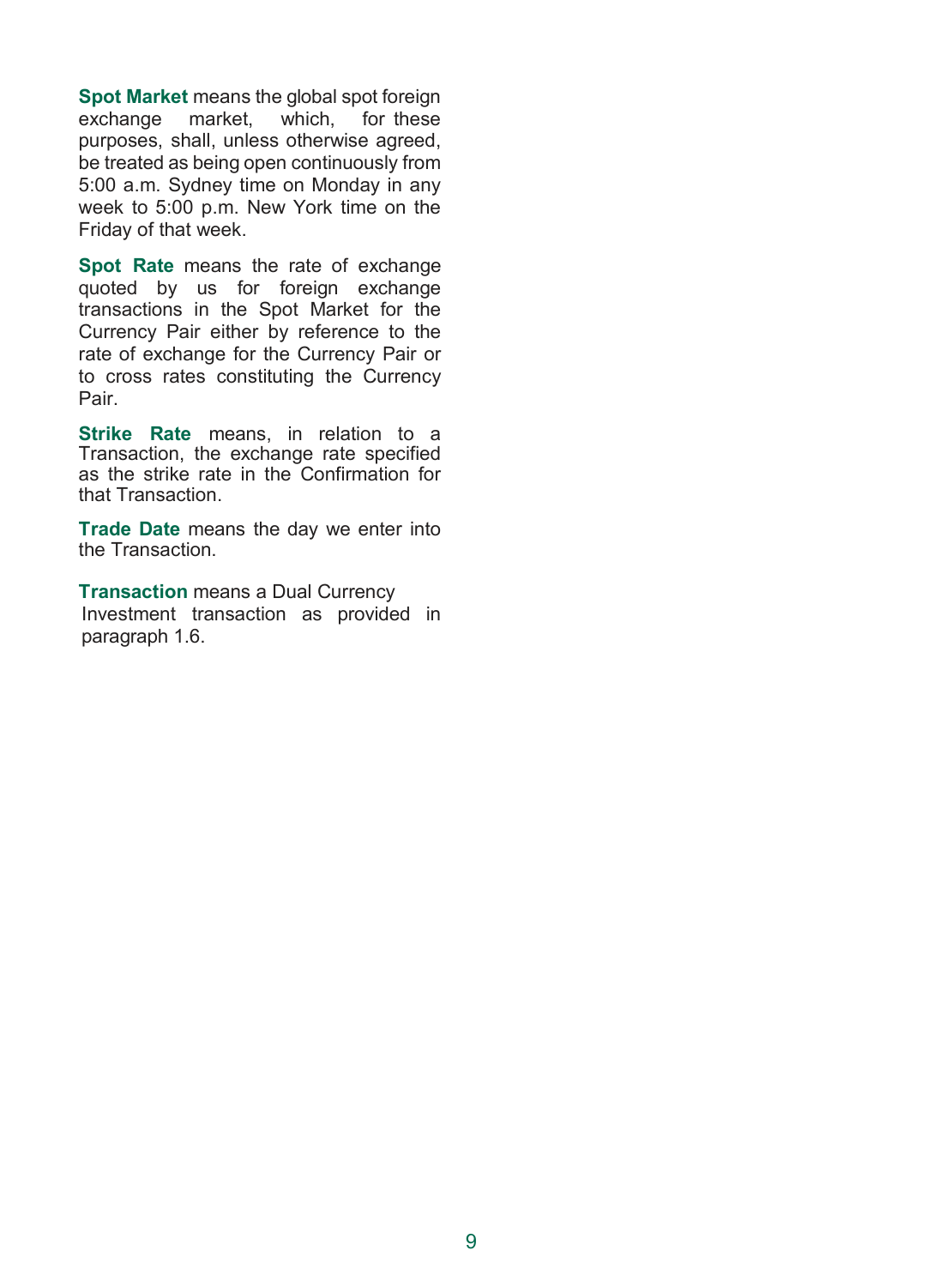**Spot Market** means the global spot foreign exchange market, which, for these purposes, shall, unless otherwise agreed, be treated as being open continuously from 5:00 a.m. Sydney time on Monday in any week to 5:00 p.m. New York time on the Friday of that week.

**Spot Rate** means the rate of exchange quoted by us for foreign exchange transactions in the Spot Market for the Currency Pair either by reference to the rate of exchange for the Currency Pair or to cross rates constituting the Currency Pair.

**Strike Rate** means, in relation to a Transaction, the exchange rate specified as the strike rate in the Confirmation for that Transaction.

**Trade Date** means the day we enter into the Transaction.

**Transaction** means a Dual Currency Investment transaction as provided in paragraph 1.6.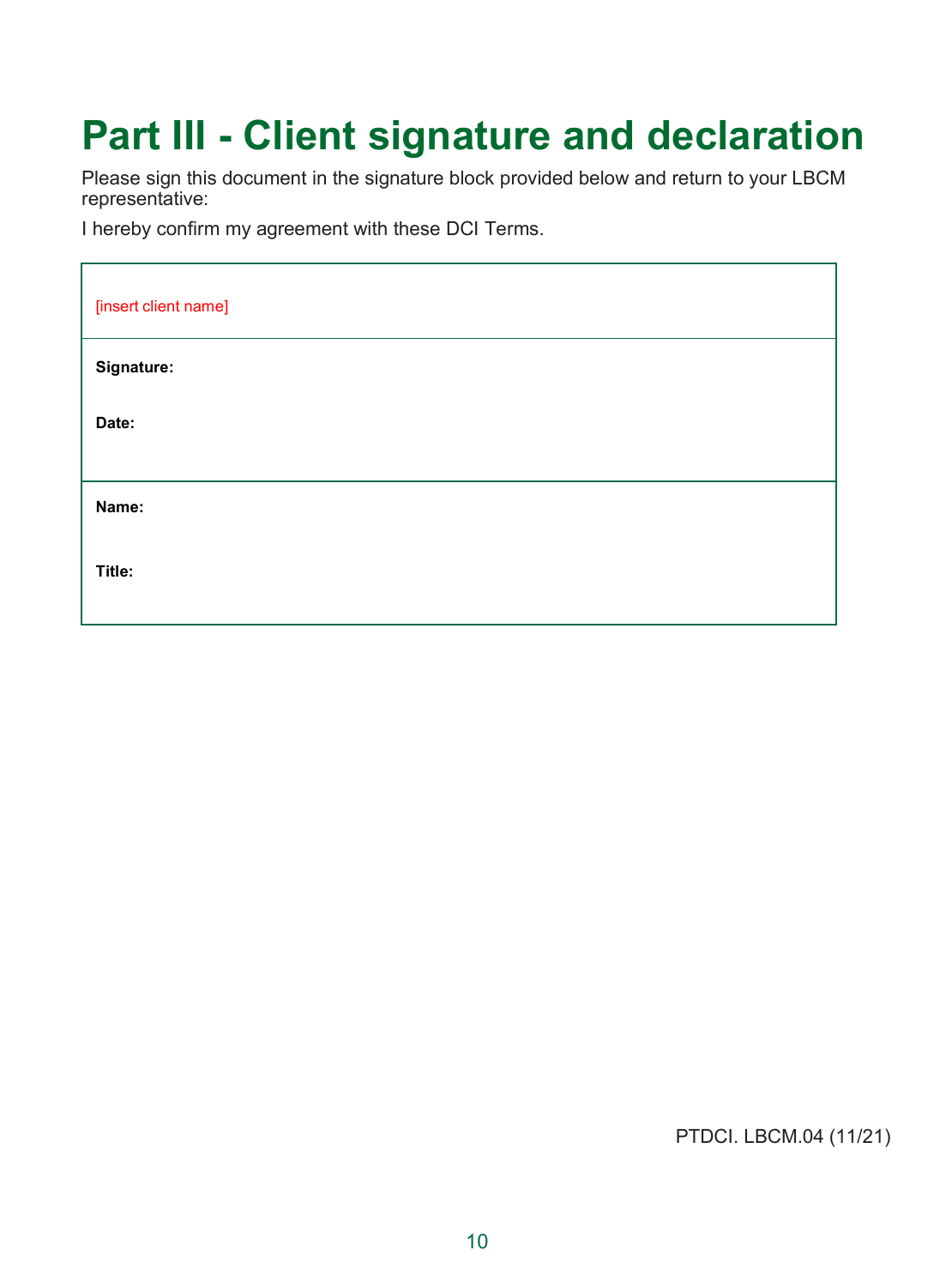# Part III - Client signature and declaration

Please sign this document in the signature block provided below and return to your LBCM representative:

I hereby confirm my agreement with these DCI Terms.

| |
|---|
| [insert client name] |
| **Signature:**<br><br>**Date:** |
| **Name:**<br><br>**Title:** |

PTDCI. LBCM.04 (11/21)